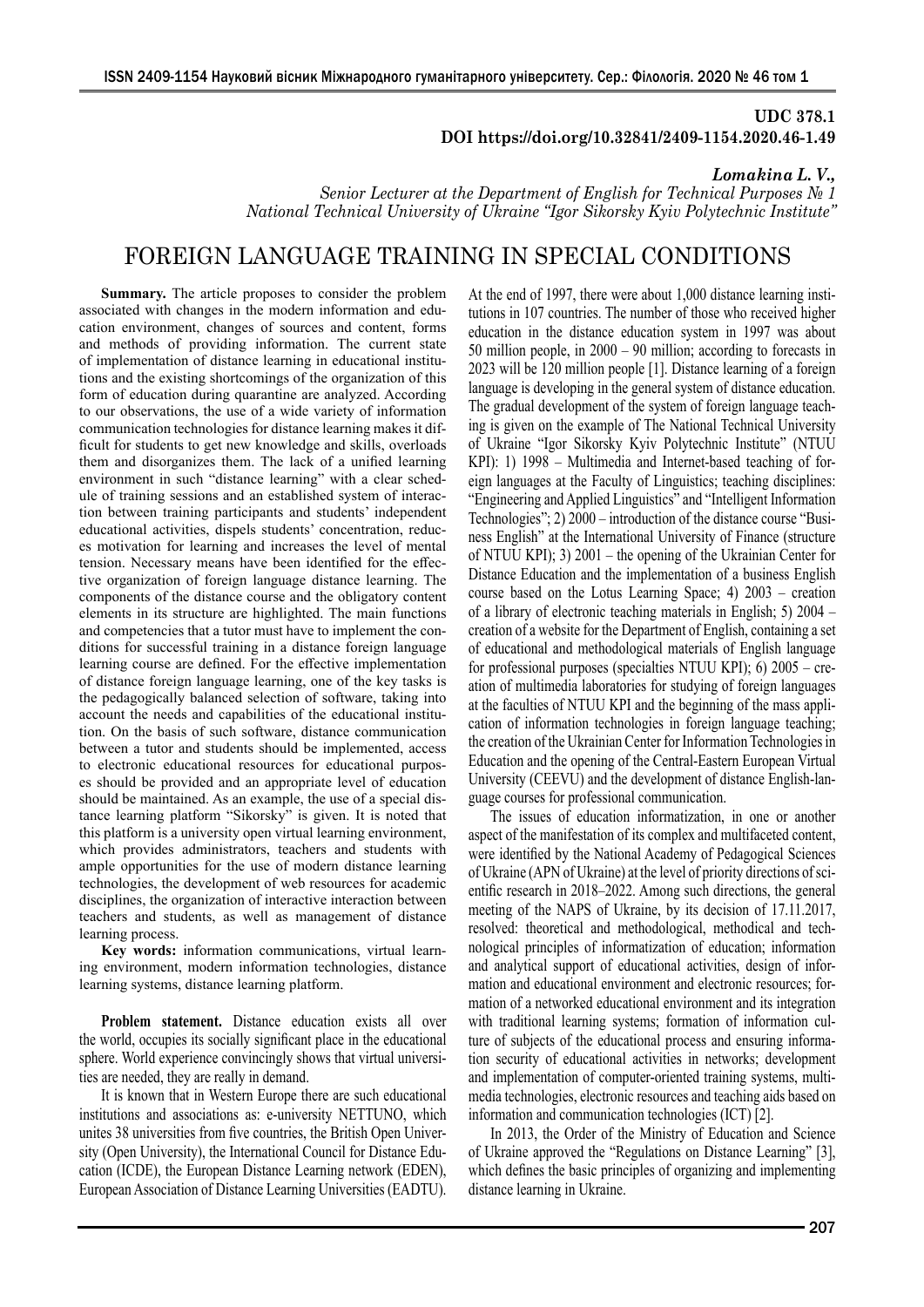**UDC 378.1**
**DOI https://doi.org/10.32841/2409-1154.2020.46-1.49**

***Lomakina L. V.,***
*Senior Lecturer at the Department of English for Technical Purposes № 1*
*National Technical University of Ukraine "Igor Sikorsky Kyiv Polytechnic Institute"*

# FOREIGN LANGUAGE TRAINING IN SPECIAL CONDITIONS

**Summary.** The article proposes to consider the problem associated with changes in the modern information and education environment, changes of sources and content, forms and methods of providing information. The current state of implementation of distance learning in educational institutions and the existing shortcomings of the organization of this form of education during quarantine are analyzed. According to our observations, the use of a wide variety of information communication technologies for distance learning makes it difficult for students to get new knowledge and skills, overloads them and disorganizes them. The lack of a unified learning environment in such "distance learning" with a clear schedule of training sessions and an established system of interaction between training participants and students' independent educational activities, dispels students' concentration, reduces motivation for learning and increases the level of mental tension. Necessary means have been identified for the effective organization of foreign language distance learning. The components of the distance course and the obligatory content elements in its structure are highlighted. The main functions and competencies that a tutor must have to implement the conditions for successful training in a distance foreign language learning course are defined. For the effective implementation of distance foreign language learning, one of the key tasks is the pedagogically balanced selection of software, taking into account the needs and capabilities of the educational institution. On the basis of such software, distance communication between a tutor and students should be implemented, access to electronic educational resources for educational purposes should be provided and an appropriate level of education should be maintained. As an example, the use of a special distance learning platform "Sikorsky" is given. It is noted that this platform is a university open virtual learning environment, which provides administrators, teachers and students with ample opportunities for the use of modern distance learning technologies, the development of web resources for academic disciplines, the organization of interactive interaction between teachers and students, as well as management of distance learning process.

**Key words:** information communications, virtual learning environment, modern information technologies, distance learning systems, distance learning platform.

**Problem statement.** Distance education exists all over the world, occupies its socially significant place in the educational sphere. World experience convincingly shows that virtual universities are needed, they are really in demand.

It is known that in Western Europe there are such educational institutions and associations as: e-university NETTUNO, which unites 38 universities from five countries, the British Open University (Open University), the International Council for Distance Education (ICDE), the European Distance Learning network (EDEN), European Association of Distance Learning Universities (EADTU). At the end of 1997, there were about 1,000 distance learning institutions in 107 countries. The number of those who received higher education in the distance education system in 1997 was about 50 million people, in 2000 – 90 million; according to forecasts in 2023 will be 120 million people [1]. Distance learning of a foreign language is developing in the general system of distance education. The gradual development of the system of foreign language teaching is given on the example of The National Technical University of Ukraine "Igor Sikorsky Kyiv Polytechnic Institute" (NTUU KPI): 1) 1998 – Multimedia and Internet-based teaching of foreign languages at the Faculty of Linguistics; teaching disciplines: "Engineering and Applied Linguistics" and "Intelligent Information Technologies"; 2) 2000 – introduction of the distance course "Business English" at the International University of Finance (structure of NTUU KPI); 3) 2001 – the opening of the Ukrainian Center for Distance Education and the implementation of a business English course based on the Lotus Learning Space; 4) 2003 – creation of a library of electronic teaching materials in English; 5) 2004 – creation of a website for the Department of English, containing a set of educational and methodological materials of English language for professional purposes (specialties NTUU KPI); 6) 2005 – creation of multimedia laboratories for studying of foreign languages at the faculties of NTUU KPI and the beginning of the mass application of information technologies in foreign language teaching; the creation of the Ukrainian Center for Information Technologies in Education and the opening of the Central-Eastern European Virtual University (CEEVU) and the development of distance English-language courses for professional communication.

The issues of education informatization, in one or another aspect of the manifestation of its complex and multifaceted content, were identified by the National Academy of Pedagogical Sciences of Ukraine (APN of Ukraine) at the level of priority directions of scientific research in 2018–2022. Among such directions, the general meeting of the NAPS of Ukraine, by its decision of 17.11.2017, resolved: theoretical and methodological, methodical and technological principles of informatization of education; information and analytical support of educational activities, design of information and educational environment and electronic resources; formation of a networked educational environment and its integration with traditional learning systems; formation of information culture of subjects of the educational process and ensuring information security of educational activities in networks; development and implementation of computer-oriented training systems, multimedia technologies, electronic resources and teaching aids based on information and communication technologies (ICT) [2].

In 2013, the Order of the Ministry of Education and Science of Ukraine approved the "Regulations on Distance Learning" [3], which defines the basic principles of organizing and implementing distance learning in Ukraine.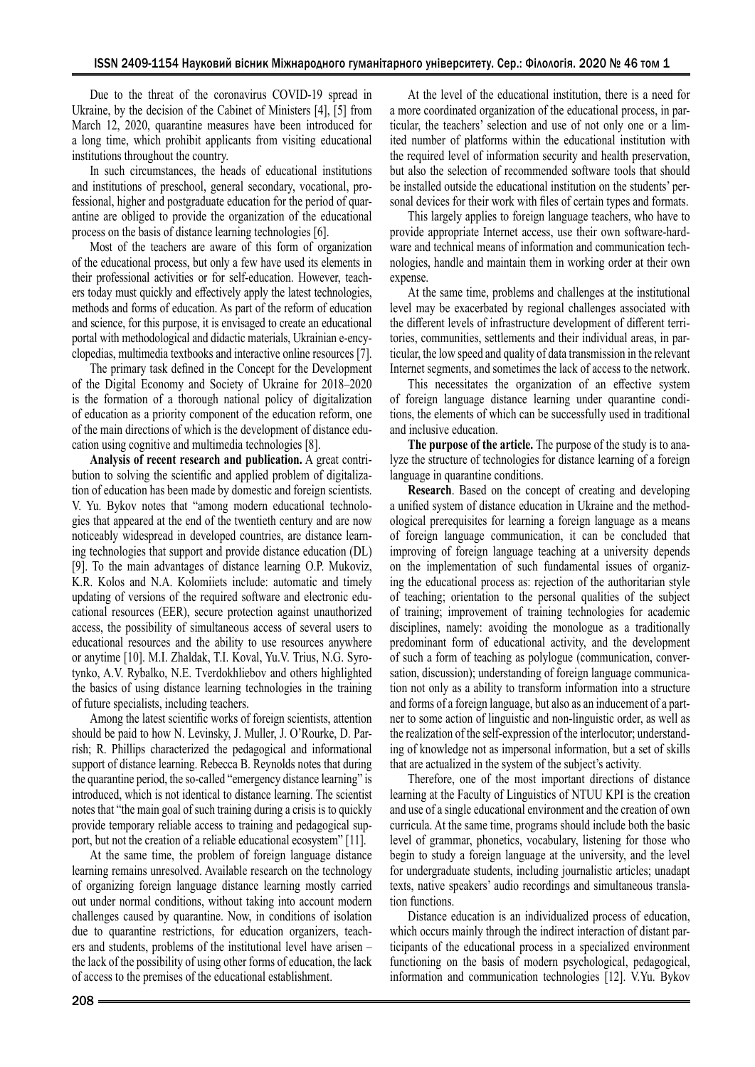Due to the threat of the coronavirus COVID-19 spread in Ukraine, by the decision of the Cabinet of Ministers [4], [5] from March 12, 2020, quarantine measures have been introduced for a long time, which prohibit applicants from visiting educational institutions throughout the country.

In such circumstances, the heads of educational institutions and institutions of preschool, general secondary, vocational, professional, higher and postgraduate education for the period of quarantine are obliged to provide the organization of the educational process on the basis of distance learning technologies [6].

Most of the teachers are aware of this form of organization of the educational process, but only a few have used its elements in their professional activities or for self-education. However, teachers today must quickly and effectively apply the latest technologies, methods and forms of education. As part of the reform of education and science, for this purpose, it is envisaged to create an educational portal with methodological and didactic materials, Ukrainian e-encyclopedias, multimedia textbooks and interactive online resources [7].

The primary task defined in the Concept for the Development of the Digital Economy and Society of Ukraine for 2018–2020 is the formation of a thorough national policy of digitalization of education as a priority component of the education reform, one of the main directions of which is the development of distance education using cognitive and multimedia technologies [8].

**Analysis of recent research and publication.** A great contribution to solving the scientific and applied problem of digitalization of education has been made by domestic and foreign scientists. V. Yu. Bykov notes that "among modern educational technologies that appeared at the end of the twentieth century and are now noticeably widespread in developed countries, are distance learning technologies that support and provide distance education (DL) [9]. To the main advantages of distance learning O.P. Mukoviz, K.R. Kolos and N.A. Kolomiiets include: automatic and timely updating of versions of the required software and electronic educational resources (EER), secure protection against unauthorized access, the possibility of simultaneous access of several users to educational resources and the ability to use resources anywhere or anytime [10]. M.I. Zhaldak, T.I. Koval, Yu.V. Trius, N.G. Syrotynko, A.V. Rybalko, N.E. Tverdokhliebov and others highlighted the basics of using distance learning technologies in the training of future specialists, including teachers.

Among the latest scientific works of foreign scientists, attention should be paid to how N. Levinsky, J. Muller, J. O'Rourke, D. Parrish; R. Phillips characterized the pedagogical and informational support of distance learning. Rebecca B. Reynolds notes that during the quarantine period, the so-called "emergency distance learning" is introduced, which is not identical to distance learning. The scientist notes that "the main goal of such training during a crisis is to quickly provide temporary reliable access to training and pedagogical support, but not the creation of a reliable educational ecosystem" [11].

At the same time, the problem of foreign language distance learning remains unresolved. Available research on the technology of organizing foreign language distance learning mostly carried out under normal conditions, without taking into account modern challenges caused by quarantine. Now, in conditions of isolation due to quarantine restrictions, for education organizers, teachers and students, problems of the institutional level have arisen – the lack of the possibility of using other forms of education, the lack of access to the premises of the educational establishment.

At the level of the educational institution, there is a need for a more coordinated organization of the educational process, in particular, the teachers' selection and use of not only one or a limited number of platforms within the educational institution with the required level of information security and health preservation, but also the selection of recommended software tools that should be installed outside the educational institution on the students' personal devices for their work with files of certain types and formats.

This largely applies to foreign language teachers, who have to provide appropriate Internet access, use their own software-hardware and technical means of information and communication technologies, handle and maintain them in working order at their own expense.

At the same time, problems and challenges at the institutional level may be exacerbated by regional challenges associated with the different levels of infrastructure development of different territories, communities, settlements and their individual areas, in particular, the low speed and quality of data transmission in the relevant Internet segments, and sometimes the lack of access to the network.

This necessitates the organization of an effective system of foreign language distance learning under quarantine conditions, the elements of which can be successfully used in traditional and inclusive education.

**The purpose of the article.** The purpose of the study is to analyze the structure of technologies for distance learning of a foreign language in quarantine conditions.

**Research**. Based on the concept of creating and developing a unified system of distance education in Ukraine and the methodological prerequisites for learning a foreign language as a means of foreign language communication, it can be concluded that improving of foreign language teaching at a university depends on the implementation of such fundamental issues of organizing the educational process as: rejection of the authoritarian style of teaching; orientation to the personal qualities of the subject of training; improvement of training technologies for academic disciplines, namely: avoiding the monologue as a traditionally predominant form of educational activity, and the development of such a form of teaching as polylogue (communication, conversation, discussion); understanding of foreign language communication not only as a ability to transform information into a structure and forms of a foreign language, but also as an inducement of a partner to some action of linguistic and non-linguistic order, as well as the realization of the self-expression of the interlocutor; understanding of knowledge not as impersonal information, but a set of skills that are actualized in the system of the subject's activity.

Therefore, one of the most important directions of distance learning at the Faculty of Linguistics of NTUU KPI is the creation and use of a single educational environment and the creation of own curricula. At the same time, programs should include both the basic level of grammar, phonetics, vocabulary, listening for those who begin to study a foreign language at the university, and the level for undergraduate students, including journalistic articles; unadapt texts, native speakers' audio recordings and simultaneous translation functions.

Distance education is an individualized process of education, which occurs mainly through the indirect interaction of distant participants of the educational process in a specialized environment functioning on the basis of modern psychological, pedagogical, information and communication technologies [12]. V.Yu. Bykov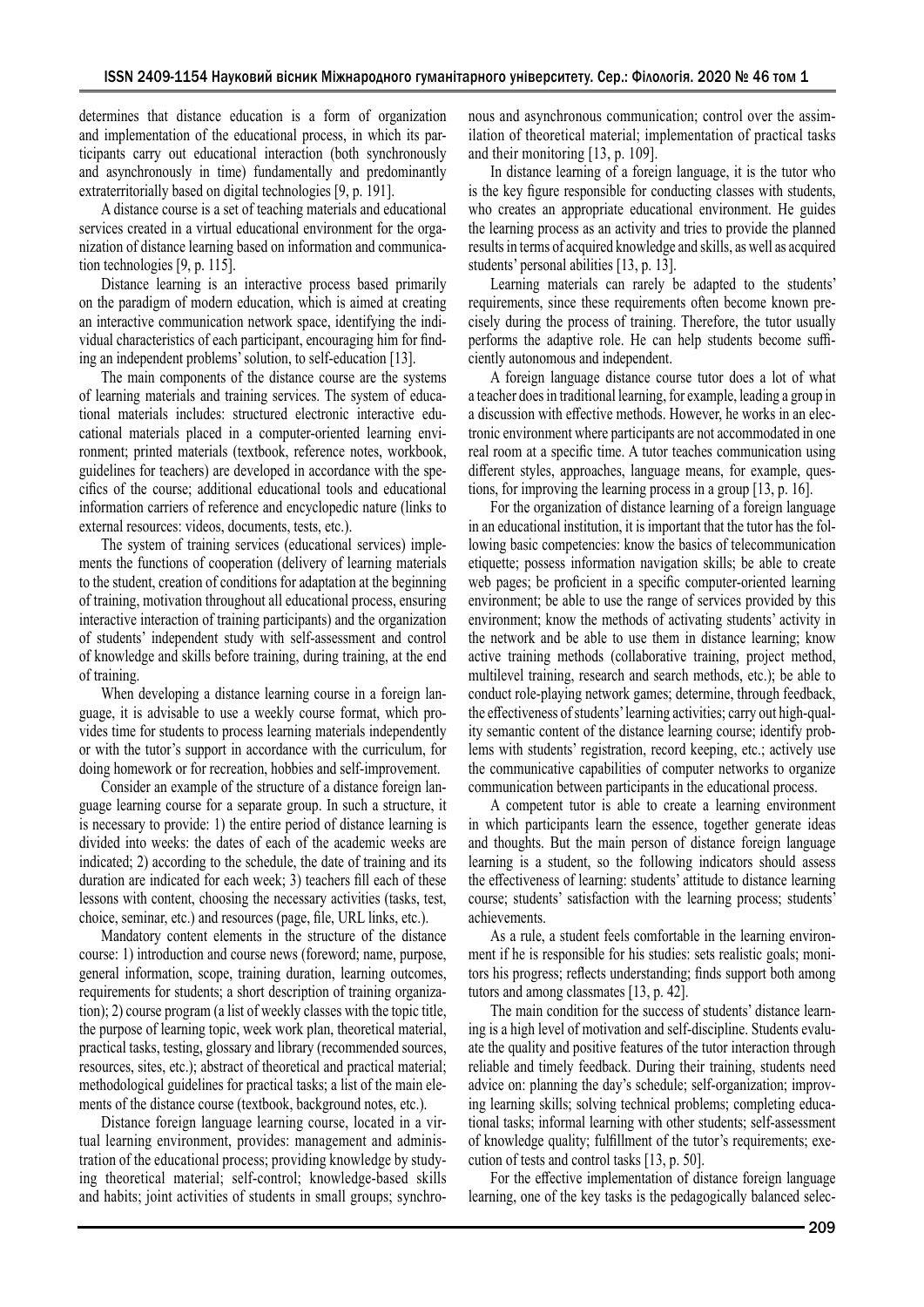determines that distance education is a form of organization and implementation of the educational process, in which its participants carry out educational interaction (both synchronously and asynchronously in time) fundamentally and predominantly extraterritorially based on digital technologies [9, p. 191].

A distance course is a set of teaching materials and educational services created in a virtual educational environment for the organization of distance learning based on information and communication technologies [9, p. 115].

Distance learning is an interactive process based primarily on the paradigm of modern education, which is aimed at creating an interactive communication network space, identifying the individual characteristics of each participant, encouraging him for finding an independent problems' solution, to self-education [13].

The main components of the distance course are the systems of learning materials and training services. The system of educational materials includes: structured electronic interactive educational materials placed in a computer-oriented learning environment; printed materials (textbook, reference notes, workbook, guidelines for teachers) are developed in accordance with the specifics of the course; additional educational tools and educational information carriers of reference and encyclopedic nature (links to external resources: videos, documents, tests, etc.).

The system of training services (educational services) implements the functions of cooperation (delivery of learning materials to the student, creation of conditions for adaptation at the beginning of training, motivation throughout all educational process, ensuring interactive interaction of training participants) and the organization of students' independent study with self-assessment and control of knowledge and skills before training, during training, at the end of training.

When developing a distance learning course in a foreign language, it is advisable to use a weekly course format, which provides time for students to process learning materials independently or with the tutor's support in accordance with the curriculum, for doing homework or for recreation, hobbies and self-improvement.

Consider an example of the structure of a distance foreign language learning course for a separate group. In such a structure, it is necessary to provide: 1) the entire period of distance learning is divided into weeks: the dates of each of the academic weeks are indicated; 2) according to the schedule, the date of training and its duration are indicated for each week; 3) teachers fill each of these lessons with content, choosing the necessary activities (tasks, test, choice, seminar, etc.) and resources (page, file, URL links, etc.).

Mandatory content elements in the structure of the distance course: 1) introduction and course news (foreword; name, purpose, general information, scope, training duration, learning outcomes, requirements for students; a short description of training organization); 2) course program (a list of weekly classes with the topic title, the purpose of learning topic, week work plan, theoretical material, practical tasks, testing, glossary and library (recommended sources, resources, sites, etc.); abstract of theoretical and practical material; methodological guidelines for practical tasks; a list of the main elements of the distance course (textbook, background notes, etc.).

Distance foreign language learning course, located in a virtual learning environment, provides: management and administration of the educational process; providing knowledge by studying theoretical material; self-control; knowledge-based skills and habits; joint activities of students in small groups; synchronous and asynchronous communication; control over the assimilation of theoretical material; implementation of practical tasks and their monitoring [13, p. 109].

In distance learning of a foreign language, it is the tutor who is the key figure responsible for conducting classes with students, who creates an appropriate educational environment. He guides the learning process as an activity and tries to provide the planned results in terms of acquired knowledge and skills, as well as acquired students' personal abilities [13, p. 13].

Learning materials can rarely be adapted to the students' requirements, since these requirements often become known precisely during the process of training. Therefore, the tutor usually performs the adaptive role. He can help students become sufficiently autonomous and independent.

A foreign language distance course tutor does a lot of what a teacher does in traditional learning, for example, leading a group in a discussion with effective methods. However, he works in an electronic environment where participants are not accommodated in one real room at a specific time. A tutor teaches communication using different styles, approaches, language means, for example, questions, for improving the learning process in a group [13, p. 16].

For the organization of distance learning of a foreign language in an educational institution, it is important that the tutor has the following basic competencies: know the basics of telecommunication etiquette; possess information navigation skills; be able to create web pages; be proficient in a specific computer-oriented learning environment; be able to use the range of services provided by this environment; know the methods of activating students' activity in the network and be able to use them in distance learning; know active training methods (collaborative training, project method, multilevel training, research and search methods, etc.); be able to conduct role-playing network games; determine, through feedback, the effectiveness of students' learning activities; carry out high-quality semantic content of the distance learning course; identify problems with students' registration, record keeping, etc.; actively use the communicative capabilities of computer networks to organize communication between participants in the educational process.

A competent tutor is able to create a learning environment in which participants learn the essence, together generate ideas and thoughts. But the main person of distance foreign language learning is a student, so the following indicators should assess the effectiveness of learning: students' attitude to distance learning course; students' satisfaction with the learning process; students' achievements.

As a rule, a student feels comfortable in the learning environment if he is responsible for his studies: sets realistic goals; monitors his progress; reflects understanding; finds support both among tutors and among classmates [13, p. 42].

The main condition for the success of students' distance learning is a high level of motivation and self-discipline. Students evaluate the quality and positive features of the tutor interaction through reliable and timely feedback. During their training, students need advice on: planning the day's schedule; self-organization; improving learning skills; solving technical problems; completing educational tasks; informal learning with other students; self-assessment of knowledge quality; fulfillment of the tutor's requirements; execution of tests and control tasks [13, p. 50].

For the effective implementation of distance foreign language learning, one of the key tasks is the pedagogically balanced selec-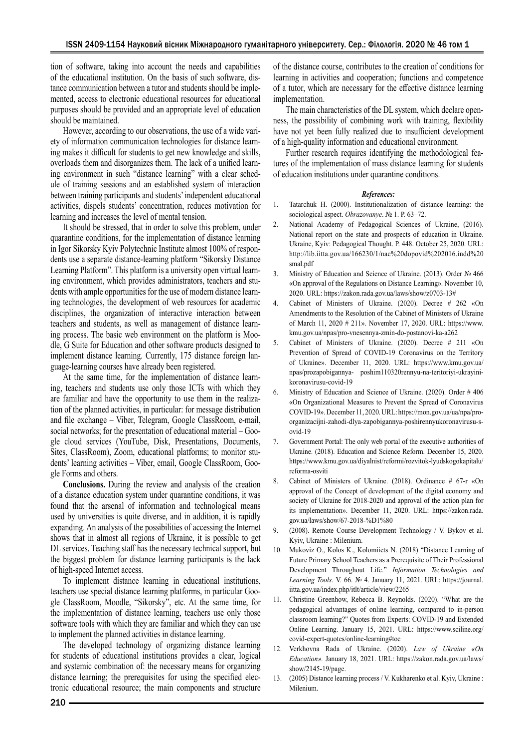tion of software, taking into account the needs and capabilities of the educational institution. On the basis of such software, distance communication between a tutor and students should be implemented, access to electronic educational resources for educational purposes should be provided and an appropriate level of education should be maintained.

However, according to our observations, the use of a wide variety of information communication technologies for distance learning makes it difficult for students to get new knowledge and skills, overloads them and disorganizes them. The lack of a unified learning environment in such "distance learning" with a clear schedule of training sessions and an established system of interaction between training participants and students' independent educational activities, dispels students' concentration, reduces motivation for learning and increases the level of mental tension.

It should be stressed, that in order to solve this problem, under quarantine conditions, for the implementation of distance learning in Igor Sikorsky Kyiv Polytechnic Institute almost 100% of respondents use a separate distance-learning platform "Sikorsky Distance Learning Platform". This platform is a university open virtual learning environment, which provides administrators, teachers and students with ample opportunities for the use of modern distance learning technologies, the development of web resources for academic disciplines, the organization of interactive interaction between teachers and students, as well as management of distance learning process. The basic web environment on the platform is Moodle, G Suite for Education and other software products designed to implement distance learning. Currently, 175 distance foreign language-learning courses have already been registered.

At the same time, for the implementation of distance learning, teachers and students use only those ICTs with which they are familiar and have the opportunity to use them in the realization of the planned activities, in particular: for message distribution and file exchange – Viber, Telegram, Google ClassRoom, e-mail, social networks; for the presentation of educational material – Google cloud services (YouTube, Disk, Presentations, Documents, Sites, ClassRoom), Zoom, educational platforms; to monitor students' learning activities – Viber, email, Google ClassRoom, Google Forms and others.

**Conclusions.** During the review and analysis of the creation of a distance education system under quarantine conditions, it was found that the arsenal of information and technological means used by universities is quite diverse, and in addition, it is rapidly expanding. An analysis of the possibilities of accessing the Internet shows that in almost all regions of Ukraine, it is possible to get DL services. Teaching staff has the necessary technical support, but the biggest problem for distance learning participants is the lack of high-speed Internet access.

To implement distance learning in educational institutions, teachers use special distance learning platforms, in particular Google ClassRoom, Moodle, "Sikorsky", etc. At the same time, for the implementation of distance learning, teachers use only those software tools with which they are familiar and which they can use to implement the planned activities in distance learning.

The developed technology of organizing distance learning for students of educational institutions provides a clear, logical and systemic combination of: the necessary means for organizing distance learning; the prerequisites for using the specified electronic educational resource; the main components and structure of the distance course, contributes to the creation of conditions for learning in activities and cooperation; functions and competence of a tutor, which are necessary for the effective distance learning implementation.

The main characteristics of the DL system, which declare openness, the possibility of combining work with training, flexibility have not yet been fully realized due to insufficient development of a high-quality information and educational environment.

Further research requires identifying the methodological features of the implementation of mass distance learning for students of education institutions under quarantine conditions.

***References:***

1. Tatarchuk H. (2000). Institutionalization of distance learning: the sociological aspect. *Obrazovanye*. № 1. P. 63–72.
2. National Academy of Pedagogical Sciences of Ukraine, (2016). National report on the state and prospects of education in Ukraine. Ukraine, Kyiv: Pedagogical Thought. P. 448. October 25, 2020. URL: http://lib.iitta.gov.ua/166230/1/nac%20dopovid%202016.indd%20smal.pdf
3. Ministry of Education and Science of Ukraine. (2013). Order № 466 «On approval of the Regulations on Distance Learning». November 10, 2020. URL: https://zakon.rada.gov.ua/laws/show/z0703-13#
4. Cabinet of Ministers of Ukraine. (2020). Decree # 262 «On Amendments to the Resolution of the Cabinet of Ministers of Ukraine of March 11, 2020 # 211». November 17, 2020. URL: https://www.kmu.gov.ua/npas/pro-vnesennya-zmin-do-postanovi-ka-a262
5. Cabinet of Ministers of Ukraine. (2020). Decree # 211 «On Prevention of Spread of COVID-19 Coronavirus on the Territory of Ukraine». December 11, 2020. URL: https://www.kmu.gov.ua/npas/prozapobigannya- poshim110320rennyu-na-teritoriyi-ukrayini-koronavirusu-covid-19
6. Ministry of Education and Science of Ukraine. (2020). Order # 406 «On Organizational Measures to Prevent the Spread of Coronavirus COVID-19». December 11, 2020. URL: https://mon.gov.ua/ua/npa/pro-organizacijni-zahodi-dlya-zapobigannya-poshirennyukoronavirusu-s-ovid-19
7. Government Portal: The only web portal of the executive authorities of Ukraine. (2018). Education and Science Reform. December 15, 2020. https://www.kmu.gov.ua/diyalnist/reformi/rozvitok-lyudskogokapitalu/reforma-osviti
8. Cabinet of Ministers of Ukraine. (2018). Ordinance # 67-r «On approval of the Concept of development of the digital economy and society of Ukraine for 2018-2020 and approval of the action plan for its implementation». December 11, 2020. URL: https://zakon.rada.gov.ua/laws/show/67-2018-%D1%80
9. (2008). Remote Course Development Technology / V. Bykov et al. Kyiv, Ukraine : Milenium.
10. Mukoviz O., Kolos K., Kolomiiets N. (2018) "Distance Learning of Future Primary School Teachers as a Prerequisite of Their Professional Development Throughout Life." *Information Technologies and Learning Tools*. V. 66. № 4. January 11, 2021. URL: https://journal.iitta.gov.ua/index.php/itlt/article/view/2265
11. Christine Greenhow, Rebecca B. Reynolds. (2020). "What are the pedagogical advantages of online learning, compared to in-person classroom learning?" Quotes from Experts: COVID-19 and Extended Online Learning. January 15, 2021. URL: https://www.sciline.org/covid-expert-quotes/online-learning#toc
12. Verkhovna Rada of Ukraine. (2020). *Law of Ukraine «On Education».* January 18, 2021. URL: https://zakon.rada.gov.ua/laws/show/2145-19/page.
13. (2005) Distance learning process / V. Kukharenko et al. Kyiv, Ukraine : Milenium.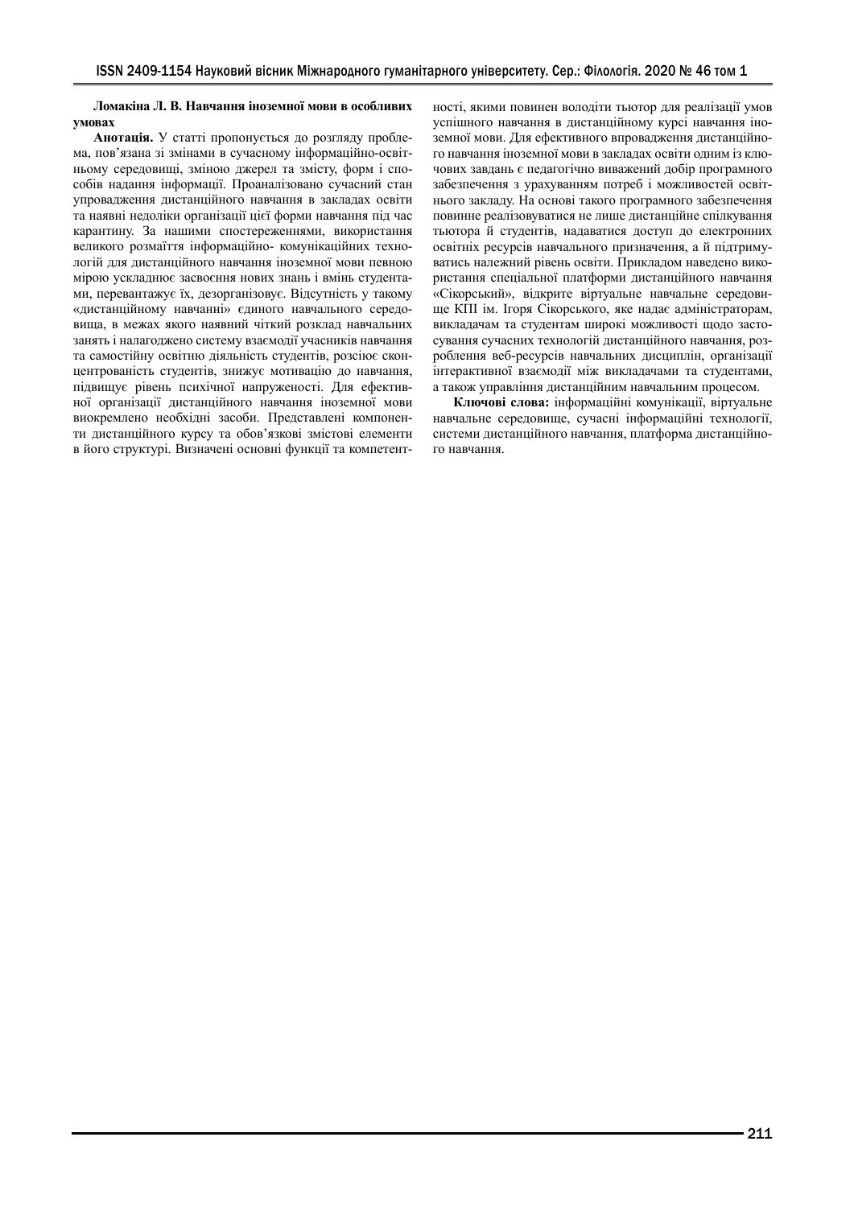**Ломакіна Л. В. Навчання іноземної мови в особливих умовах**

**Анотація.** У статті пропонується до розгляду проблема, пов'язана зі змінами в сучасному інформаційно-освітньому середовищі, зміною джерел та змісту, форм і способів надання інформації. Проаналізовано сучасний стан упровадження дистанційного навчання в закладах освіти та наявні недоліки організації цієї форми навчання під час карантину. За нашими спостереженнями, використання великого розмаїття інформаційно- комунікаційних технологій для дистанційного навчання іноземної мови певною мірою ускладнює засвоєння нових знань і вмінь студентами, перевантажує їх, дезорганізовує. Відсутність у такому «дистанційному навчанні» єдиного навчального середовища, в межах якого наявний чіткий розклад навчальних занять і налагоджено систему взаємодії учасників навчання та самостійну освітню діяльність студентів, розсіює сконцентрованість студентів, знижує мотивацію до навчання, підвищує рівень психічної напруженості. Для ефективної організації дистанційного навчання іноземної мови виокремлено необхідні засоби. Представлені компоненти дистанційного курсу та обов'язкові змістові елементи в його структурі. Визначені основні функції та компетентності, якими повинен володіти тьютор для реалізації умов успішного навчання в дистанційному курсі навчання іноземної мови. Для ефективного впровадження дистанційного навчання іноземної мови в закладах освіти одним із ключових завдань є педагогічно виважений добір програмного забезпечення з урахуванням потреб і можливостей освітнього закладу. На основі такого програмного забезпечення повинне реалізовуватися не лише дистанційне спілкування тьютора й студентів, надаватися доступ до електронних освітніх ресурсів навчального призначення, а й підтримуватись належний рівень освіти. Прикладом наведено використання спеціальної платформи дистанційного навчання «Сікорський», відкрите віртуальне навчальне середовище КПІ ім. Ігоря Сікорського, яке надає адміністраторам, викладачам та студентам широкі можливості щодо застосування сучасних технологій дистанційного навчання, розроблення веб-ресурсів навчальних дисциплін, організації інтерактивної взаємодії між викладачами та студентами, а також управління дистанційним навчальним процесом.

**Ключові слова:** інформаційні комунікації, віртуальне навчальне середовище, сучасні інформаційні технології, системи дистанційного навчання, платформа дистанційного навчання.